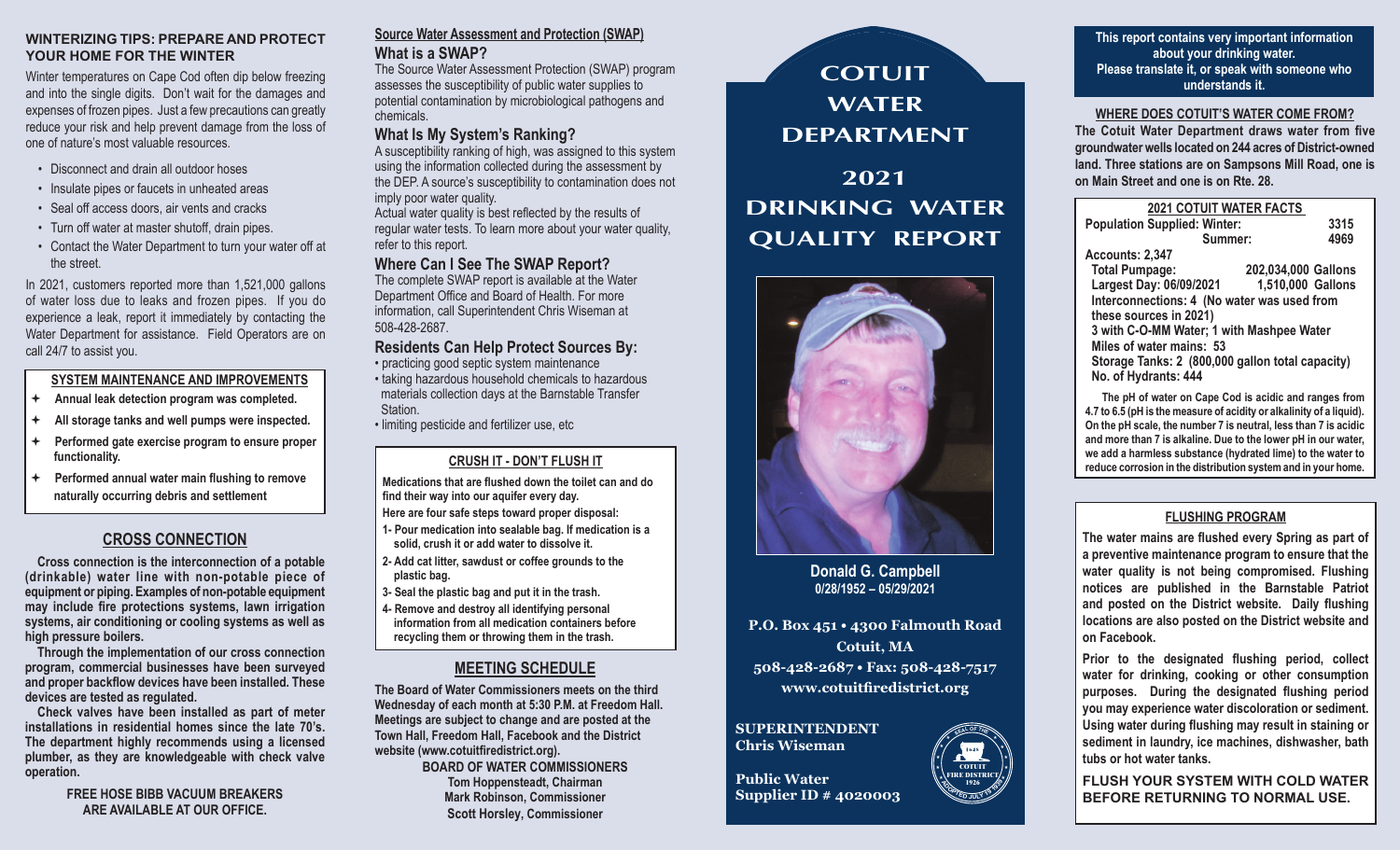## WINTERIZING TIPS: PREPARE AND PROTECT YOUR HOME FOR THE WINTER

Winter temperatures on Cape Cod often dip below freezing and into the single digits. Don't wait for the damages and expenses of frozen pipes. Just a few precautions can greatly reduce your risk and help prevent damage from the loss of one of nature's most valuable resources.

- Disconnect and drain all outdoor hoses
- Insulate pipes or faucets in unheated areas
- Seal off access doors, air vents and cracks
- Turn off water at master shutoff, drain pipes.
- Contact the Water Department to turn your water off at the street.

In 2021, customers reported more than 1,521,000 gallons of water loss due to leaks and frozen pipes. If you do experience a leak, report it immediately by contacting the Water Department for assistance. Field Operators are on call 24/7 to assist you.

### SYSTEM MAINTENANCE AND IMPROVEMENTS

- **Annual leak detection program was completed.**
- **All storage tanks and well pumps were inspected.**
- **Performed gate exercise program to ensure proper functionality.**
- **Performed annual water main flushing to remove naturally occurring debris and settlement**

## CROSS CONNECTION

**Cross connection is the interconnection of a potable (drinkable) water line with non-potable piece of equipment or piping. Examples of non-potable equipment may include fire protections systems, lawn irrigation systems, air conditioning or cooling systems as well as high pressure boilers.**

**Through the implementation of our cross connection program, commercial businesses have been surveyed and proper backflow devices have been installed. These devices are tested as regulated.**

**Check valves have been installed as part of meter installations in residential homes since the late 70's. The department highly recommends using a licensed plumber, as they are knowledgeable with check valve operation.**

**FREE HOSE BIBB VACUUM BREAKERS ARE AVAILABLE AT OUR OFFICE.**

## Source Water Assessment and Protection (SWAP)

### What is a SWAP?

The Source Water Assessment Protection (SWAP) program assesses the susceptibility of public water supplies to potential contamination by microbiological pathogens and chemicals.

### What Is My System's Ranking?

A susceptibility ranking of high, was assigned to this system using the information collected during the assessment by the DEP. A source's susceptibility to contamination does not imply poor water quality.

Actual water quality is best reflected by the results of regular water tests. To learn more about your water quality, refer to this report.

### Where Can I See The SWAP Report?

The complete SWAP report is available at the Water Department Office and Board of Health. For more information, call Superintendent Chris Wiseman at 508-428-2687.

### Residents Can Help Protect Sources By:

- practicing good septic system maintenance
- taking hazardous household chemicals to hazardous materials collection days at the Barnstable Transfer Station.
- limiting pesticide and fertilizer use, etc

### CRUSH IT - DON'T FLUSH IT

**Medications that are flushed down the toilet can and do find their way into our aquifer every day.**

**Here are four safe steps toward proper disposal:**

1. **Pour medication into sealable bag. If medication is a solid, crush it or add water to dissolve it.**
2. **Add cat litter, sawdust or coffee grounds to the plastic bag.**
3. **Seal the plastic bag and put it in the trash.**
4. **Remove and destroy all identifying personal information from all medication containers before recycling them or throwing them in the trash.**

## MEETING SCHEDULE

**The Board of Water Commissioners meets on the third Wednesday of each month at 5:30 P.M. at Freedom Hall. Meetings are subject to change and are posted at the Town Hall, Freedom Hall, Facebook and the District website (www.cotuitfiredistrict.org).**

**BOARD OF WATER COMMISSIONERS**
**Tom Hoppensteadt, Chairman**
**Mark Robinson, Commissioner**
**Scott Horsley, Commissioner**

# COTUIT WATER DEPARTMENT

# 2021 DRINKING WATER QUALITY REPORT

**Donald G. Campbell**
**0/28/1952 – 05/29/2021**

**P.O. Box 451 • 4300 Falmouth Road**
**Cotuit, MA**
**508-428-2687 • Fax: 508-428-7517**
**www.cotuitfiredistrict.org**

**SUPERINTENDENT**
**Chris Wiseman**

**Public Water Supplier ID # 4020003**

**This report contains very important information about your drinking water. Please translate it, or speak with someone who understands it.**

### WHERE DOES COTUIT'S WATER COME FROM?

**The Cotuit Water Department draws water from five groundwater wells located on 244 acres of District-owned land. Three stations are on Sampsons Mill Road, one is on Main Street and one is on Rte. 28.**

### 2021 COTUIT WATER FACTS

| | |
|---|---|
| **Population Supplied: Winter:** | **3315** |
| **Summer:** | **4969** |
| **Accounts: 2,347** | |
| **Total Pumpage:** | **202,034,000 Gallons** |
| **Largest Day: 06/09/2021** | **1,510,000 Gallons** |

**Interconnections: 4 (No water was used from these sources in 2021)**
**3 with C-O-MM Water; 1 with Mashpee Water**
**Miles of water mains: 53**
**Storage Tanks: 2 (800,000 gallon total capacity)**
**No. of Hydrants: 444**

**The pH of water on Cape Cod is acidic and ranges from 4.7 to 6.5 (pH is the measure of acidity or alkalinity of a liquid). On the pH scale, the number 7 is neutral, less than 7 is acidic and more than 7 is alkaline. Due to the lower pH in our water, we add a harmless substance (hydrated lime) to the water to reduce corrosion in the distribution system and in your home.**

### FLUSHING PROGRAM

**The water mains are flushed every Spring as part of a preventive maintenance program to ensure that the water quality is not being compromised. Flushing notices are published in the Barnstable Patriot and posted on the District website. Daily flushing locations are also posted on the District website and on Facebook.**

**Prior to the designated flushing period, collect water for drinking, cooking or other consumption purposes. During the designated flushing period you may experience water discoloration or sediment. Using water during flushing may result in staining or sediment in laundry, ice machines, dishwasher, bath tubs or hot water tanks.**

**FLUSH YOUR SYSTEM WITH COLD WATER BEFORE RETURNING TO NORMAL USE.**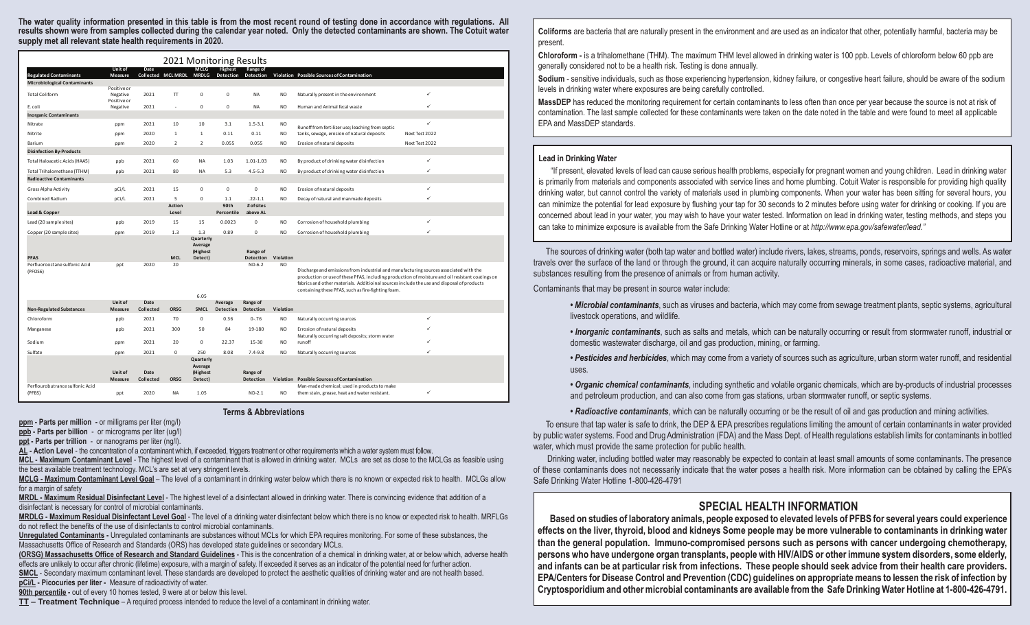The water quality information presented in this table is from the most recent round of testing done in accordance with regulations. All results shown were from samples collected during the calendar year noted. Only the detected contaminants are shown. The Cotuit water supply met all relevant state health requirements in 2020.

## 2021 Monitoring Results

| Regulated Contaminants | Unit of Measure | Date Collected | MCL MRDL | MCLG MRDLG | Highest Detection | Range of Detection | Violation | Possible Sources of Contamination | |
|---|---|---|---|---|---|---|---|---|---|
| **Microbiological Contaminants** | | | | | | | | | |
| Total Coliform | Positive or Negative | 2021 | TT | 0 | 0 | NA | NO | Naturally present in the environment | ✓ |
| E. coli | Positive or Negative | 2021 | - | 0 | 0 | NA | NO | Human and Animal fecal waste | ✓ |
| **Inorganic Contaminants** | | | | | | | | | |
| Nitrate | ppm | 2021 | 10 | 10 | 3.1 | 1.5-3.1 | NO | Runoff from fertilizer use; leaching from septic tanks, sewage, erosion of natural deposits | ✓ |
| Nitrite | ppm | 2020 | 1 | 1 | 0.11 | 0.11 | NO | | Next Test 2022 |
| Barium | ppm | 2020 | 2 | 2 | 0.055 | 0.055 | NO | Erosion of natural deposits | Next Test 2022 |
| **Disinfection By-Products** | | | | | | | | | |
| Total Haloacetic Acids (HAA5) | ppb | 2021 | 60 | NA | 1.03 | 1.01-1.03 | NO | By product of drinking water disinfection | ✓ |
| Total Trihalomethane (TTHM) | ppb | 2021 | 80 | NA | 5.3 | 4.5-5.3 | NO | By product of drinking water disinfection | ✓ |
| **Radioactive Contaminants** | | | | | | | | | |
| Gross Alpha Activity | pCi/L | 2021 | 15 | 0 | 0 | 0 | NO | Erosion of natural deposits | ✓ |
| Combined Radium | pCi/L | 2021 | 5 | 0 | 1.1 | .22-1.1 | NO | Decay of natural and manmade deposits | ✓ |
| **Lead & Copper** | | | Action Level | | 90th Percentile | # of sites above AL | | | |
| Lead (20 sample sites) | ppb | 2019 | 15 | 15 | 0.0023 | 0 | NO | Corrosion of household plumbing | ✓ |
| Copper (20 sample sites) | ppm | 2019 | 1.3 | 1.3 | 0.89 | 0 | NO | Corrosion of household plumbing | ✓ |
| **PFAS** | | | MCL | Quarterly Average (Highest Detect) | | Range of Detection | Violation | | |
| Perfluorooctane sulfonic Acid (PFOS6) | ppt | 2020 | 20 | 6.05 | | ND-6.2 | NO | Discharge and emissions from industrial and manufacturing sources associated with the production or use of these PFAS, including production of moisture and oil resistant coatings on fabrics and other materials. Additioinal sources include the use and disposal of products containing these PFAS, such as fire-fighting foam. | |
| **Non-Regulated Substances** | Unit of Measure | Date Collected | ORSG | SMCL | Average Detection | Range of Detection | Violation | | |
| Chloroform | ppb | 2021 | 70 | 0 | 0.36 | 0-.76 | NO | Naturally occurring sources | ✓ |
| Manganese | ppb | 2021 | 300 | 50 | 84 | 19-180 | NO | Errosion of natural deposits | ✓ |
| Sodium | ppm | 2021 | 20 | 0 | 22.37 | 15-30 | NO | Naturally occurring salt deposits; storm water runoff | ✓ |
| Sulfate | ppm | 2021 | 0 | 250 | 8.08 | 7.4-9.8 | NO | Naturally occurring sources | ✓ |
| | Unit of Measure | Date Collected | ORSG | Quarterly Average (Highest Detect) | | Range of Detection | Violation | Possible Sources of Contamination | |
| Perflourobutrance sulfonic Acid (PFBS) | ppt | 2020 | NA | 1.05 | | ND-2.1 | NO | Man-made chemical; used in products to make them stain, grease, heat and water resistant. | ✓ |

### Terms & Abbreviations

**ppm - Parts per million** - or milligrams per liter (mg/l)

**ppb - Parts per billion** - or micrograms per liter (ug/l)

**ppt - Parts per trillion** - or nanograms per liter (ng/l).

**AL - Action Level** - the concentration of a contaminant which, if exceeded, triggers treatment or other requirements which a water system must follow.

**MCL - Maximum Contaminant Level** - The highest level of a contaminant that is allowed in drinking water. MCLs are set as close to the MCLGs as feasible using the best available treatment technology. MCL's are set at very stringent levels.

**MCLG - Maximum Contaminant Level Goal** – The level of a contaminant in drinking water below which there is no known or expected risk to health. MCLGs allow for a margin of safety

**MRDL - Maximum Residual Disinfectant Level** - The highest level of a disinfectant allowed in drinking water. There is convincing evidence that addition of a disinfectant is necessary for control of microbial contaminants.

**MRDLG - Maximum Residual Disinfectant Level Goal** - The level of a drinking water disinfectant below which there is no know or expected risk to health. MRFLGs do not reflect the benefits of the use of disinfectants to control microbial contaminants.

**Unregulated Contaminants** - Unregulated contaminants are substances without MCLs for which EPA requires monitoring. For some of these substances, the Massachusetts Office of Research and Standards (ORS) has developed state guidelines or secondary MCLs.

**(ORSG) Massachusetts Office of Research and Standard Guidelines** - This is the concentration of a chemical in drinking water, at or below which, adverse health effects are unlikely to occur after chronic (lifetime) exposure, with a margin of safety. If exceeded it serves as an indicator of the potential need for further action.

**SMCL** - Secondary maximum contaminant level. These standards are developed to protect the aesthetic qualities of drinking water and are not health based.

**pCi/L - Picocuries per liter** - Measure of radioactivity of water.

**90th percentile** - out of every 10 homes tested, 9 were at or below this level.

**TT – Treatment Technique** – A required process intended to reduce the level of a contaminant in drinking water.

**Coliforms** are bacteria that are naturally present in the environment and are used as an indicator that other, potentially harmful, bacteria may be present.

**Chloroform -** is a trihalomethane (THM). The maximum THM level allowed in drinking water is 100 ppb. Levels of chloroform below 60 ppb are generally considered not to be a health risk. Testing is done annually.

**Sodium** - sensitive individuals, such as those experiencing hypertension, kidney failure, or congestive heart failure, should be aware of the sodium levels in drinking water where exposures are being carefully controlled.

**MassDEP** has reduced the monitoring requirement for certain contaminants to less often than once per year because the source is not at risk of contamination. The last sample collected for these contaminants were taken on the date noted in the table and were found to meet all applicable EPA and MassDEP standards.

### Lead in Drinking Water

"If present, elevated levels of lead can cause serious health problems, especially for pregnant women and young children. Lead in drinking water is primarily from materials and components associated with service lines and home plumbing. Cotuit Water is responsible for providing high quality drinking water, but cannot control the variety of materials used in plumbing components. When your water has been sitting for several hours, you can minimize the potential for lead exposure by flushing your tap for 30 seconds to 2 minutes before using water for drinking or cooking. If you are concerned about lead in your water, you may wish to have your water tested. Information on lead in drinking water, testing methods, and steps you can take to minimize exposure is available from the Safe Drinking Water Hotline or at *http://www.epa.gov/safewater/lead."*

The sources of drinking water (both tap water and bottled water) include rivers, lakes, streams, ponds, reservoirs, springs and wells. As water travels over the surface of the land or through the ground, it can acquire naturally occurring minerals, in some cases, radioactive material, and substances resulting from the presence of animals or from human activity.

Contaminants that may be present in source water include:

- ***Microbial contaminants***, such as viruses and bacteria, which may come from sewage treatment plants, septic systems, agricultural livestock operations, and wildlife.
- ***Inorganic contaminants***, such as salts and metals, which can be naturally occurring or result from stormwater runoff, industrial or domestic wastewater discharge, oil and gas production, mining, or farming.
- ***Pesticides and herbicides***, which may come from a variety of sources such as agriculture, urban storm water runoff, and residential uses.
- ***Organic chemical contaminants***, including synthetic and volatile organic chemicals, which are by-products of industrial processes and petroleum production, and can also come from gas stations, urban stormwater runoff, or septic systems.
- ***Radioactive contaminants***, which can be naturally occurring or be the result of oil and gas production and mining activities.

To ensure that tap water is safe to drink, the DEP & EPA prescribes regulations limiting the amount of certain contaminants in water provided by public water systems. Food and Drug Administration (FDA) and the Mass Dept. of Health regulations establish limits for contaminants in bottled water, which must provide the same protection for public health.

Drinking water, including bottled water may reasonably be expected to contain at least small amounts of some contaminants. The presence of these contaminants does not necessarily indicate that the water poses a health risk. More information can be obtained by calling the EPA's Safe Drinking Water Hotline 1-800-426-4791

## SPECIAL HEALTH INFORMATION

**Based on studies of laboratory animals, people exposed to elevated levels of PFBS for several years could experience effects on the liver, thyroid, blood and kidneys Some people may be more vulnerable to contaminants in drinking water than the general population. Immuno-compromised persons such as persons with cancer undergoing chemotherapy, persons who have undergone organ transplants, people with HIV/AIDS or other immune system disorders, some elderly, and infants can be at particular risk from infections. These people should seek advice from their health care providers. EPA/Centers for Disease Control and Prevention (CDC) guidelines on appropriate means to lessen the risk of infection by Cryptosporidium and other microbial contaminants are available from the Safe Drinking Water Hotline at 1-800-426-4791.**